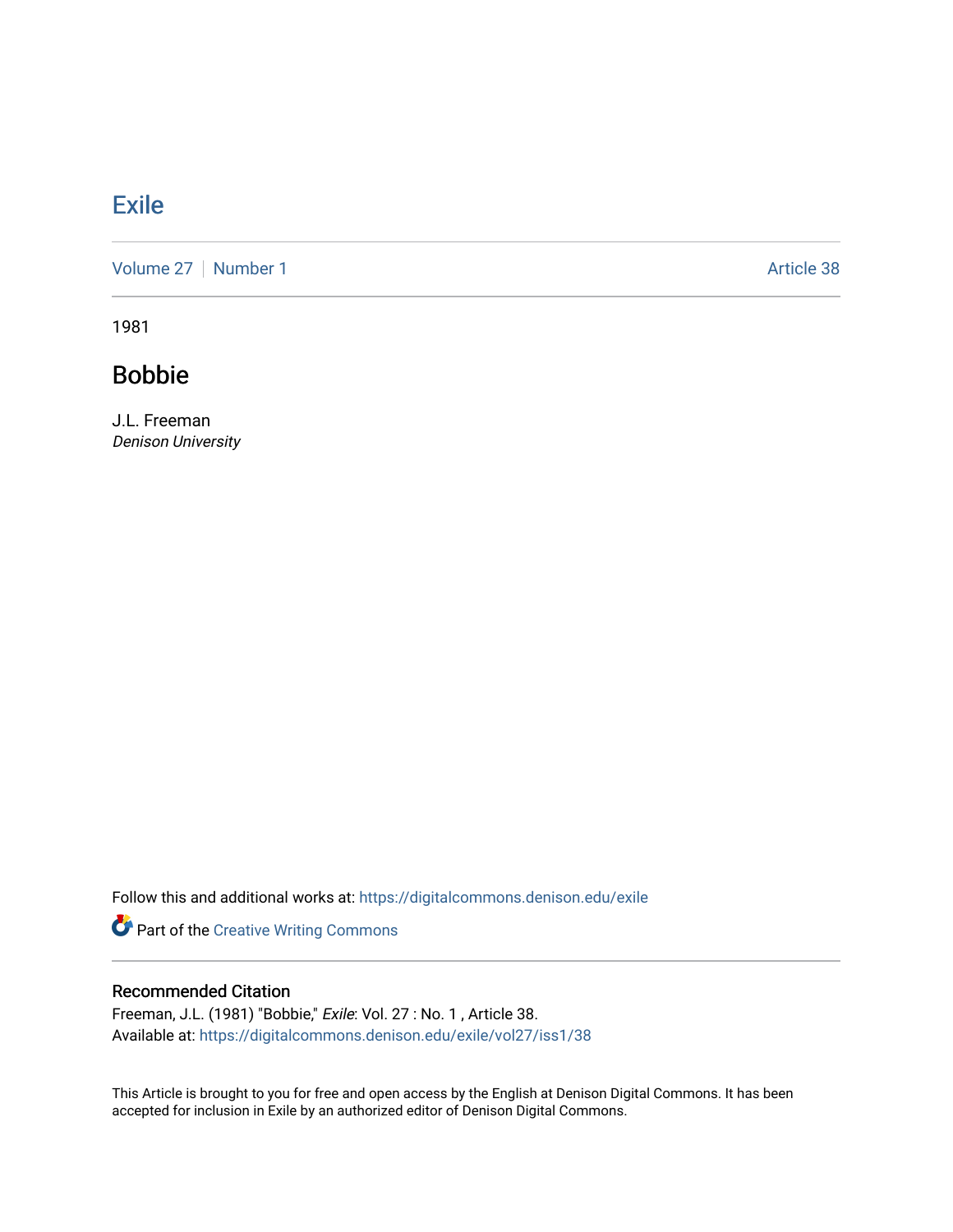# Exile

Volume 27 | Number 1 Article 38

1981

## Bobbie

J.L. Freeman
*Denison University*

Follow this and additional works at: https://digitalcommons.denison.edu/exile

Part of the Creative Writing Commons

### Recommended Citation

Freeman, J.L. (1981) "Bobbie," *Exile*: Vol. 27 : No. 1 , Article 38.
Available at: https://digitalcommons.denison.edu/exile/vol27/iss1/38

This Article is brought to you for free and open access by the English at Denison Digital Commons. It has been accepted for inclusion in Exile by an authorized editor of Denison Digital Commons.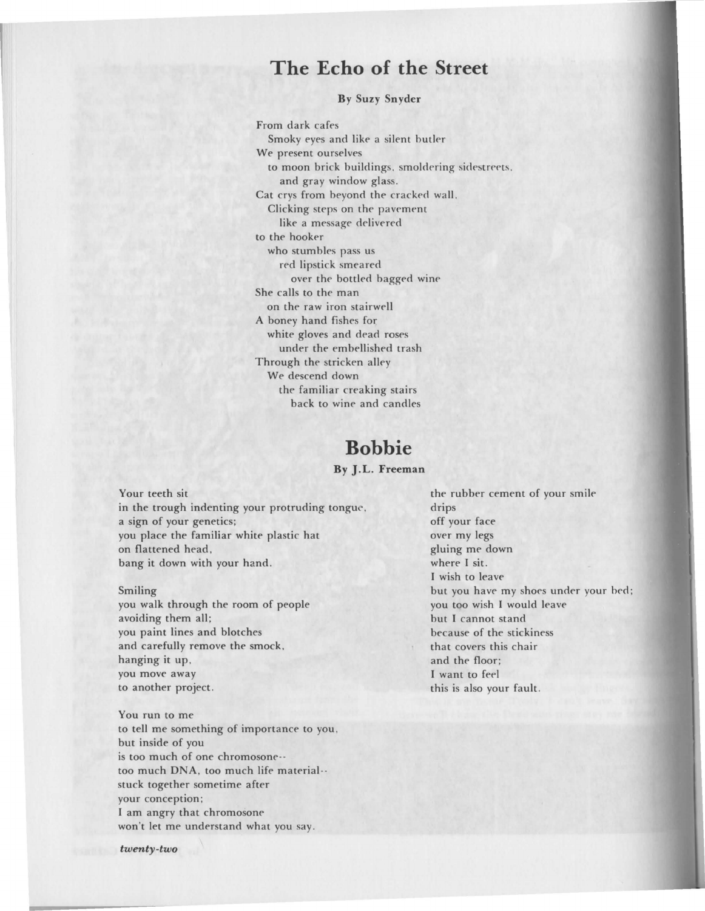# The Echo of the Street

**By Suzy Snyder**

From dark cafes
Smoky eyes and like a silent butler
We present ourselves
to moon brick buildings, smoldering sidestreets,
and gray window glass.
Cat crys from beyond the cracked wall.
Clicking steps on the pavement
like a message delivered
to the hooker
who stumbles pass us
red lipstick smeared
over the bottled bagged wine
She calls to the man
on the raw iron stairwell
A boney hand fishes for
white gloves and dead roses
under the embellished trash
Through the stricken alley
We descend down
the familiar creaking stairs
back to wine and candles

# Bobbie

**By J.L. Freeman**

Your teeth sit
in the trough indenting your protruding tongue,
a sign of your genetics;
you place the familiar white plastic hat
on flattened head,
bang it down with your hand.

Smiling
you walk through the room of people
avoiding them all;
you paint lines and blotches
and carefully remove the smock,
hanging it up,
you move away
to another project.

You run to me
to tell me something of importance to you,
but inside of you
is too much of one chromosone--
too much DNA, too much life material--
stuck together sometime after
your conception;
I am angry that chromosone
won't let me understand what you say.

the rubber cement of your smile
drips
off your face
over my legs
gluing me down
where I sit.
I wish to leave
but you have my shoes under your bed;
you too wish I would leave
but I cannot stand
because of the stickiness
that covers this chair
and the floor;
I want to feel
this is also your fault.